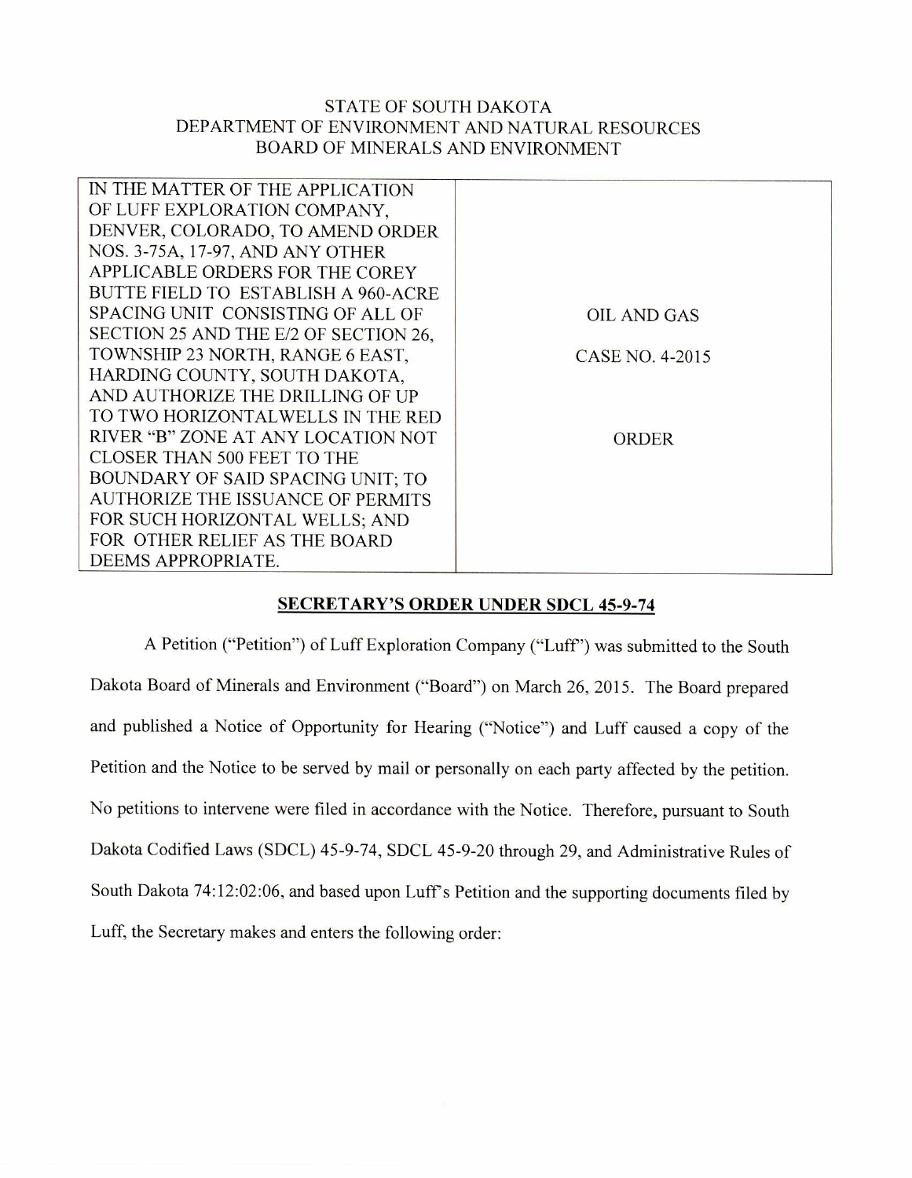STATE OF SOUTH DAKOTA
DEPARTMENT OF ENVIRONMENT AND NATURAL RESOURCES
BOARD OF MINERALS AND ENVIRONMENT

| | |
|---|---|
| IN THE MATTER OF THE APPLICATION OF LUFF EXPLORATION COMPANY, DENVER, COLORADO, TO AMEND ORDER NOS. 3-75A, 17-97, AND ANY OTHER APPLICABLE ORDERS FOR THE COREY BUTTE FIELD TO ESTABLISH A 960-ACRE SPACING UNIT CONSISTING OF ALL OF SECTION 25 AND THE E/2 OF SECTION 26, TOWNSHIP 23 NORTH, RANGE 6 EAST, HARDING COUNTY, SOUTH DAKOTA, AND AUTHORIZE THE DRILLING OF UP TO TWO HORIZONTALWELLS IN THE RED RIVER "B" ZONE AT ANY LOCATION NOT CLOSER THAN 500 FEET TO THE BOUNDARY OF SAID SPACING UNIT; TO AUTHORIZE THE ISSUANCE OF PERMITS FOR SUCH HORIZONTAL WELLS; AND FOR OTHER RELIEF AS THE BOARD DEEMS APPROPRIATE. | OIL AND GAS<br><br>CASE NO. 4-2015<br><br>ORDER |

## SECRETARY'S ORDER UNDER SDCL 45-9-74

A Petition ("Petition") of Luff Exploration Company ("Luff") was submitted to the South Dakota Board of Minerals and Environment ("Board") on March 26, 2015. The Board prepared and published a Notice of Opportunity for Hearing ("Notice") and Luff caused a copy of the Petition and the Notice to be served by mail or personally on each party affected by the petition. No petitions to intervene were filed in accordance with the Notice. Therefore, pursuant to South Dakota Codified Laws (SDCL) 45-9-74, SDCL 45-9-20 through 29, and Administrative Rules of South Dakota 74:12:02:06, and based upon Luff's Petition and the supporting documents filed by Luff, the Secretary makes and enters the following order: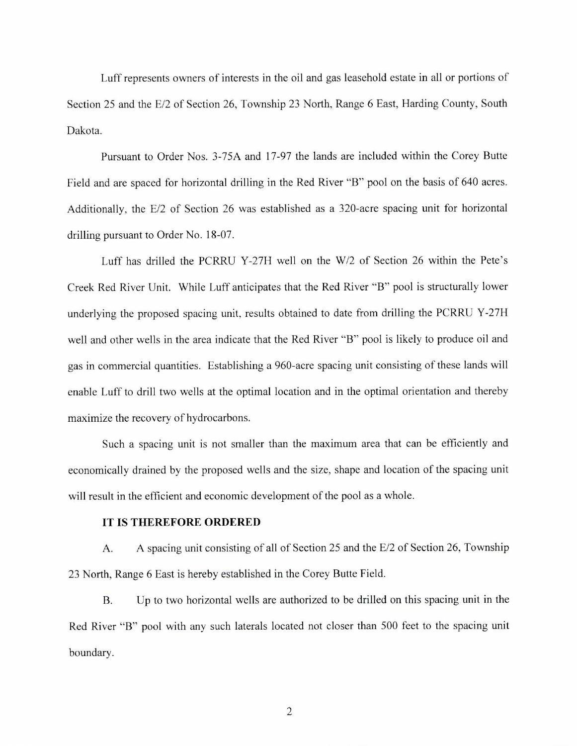Luff represents owners of interests in the oil and gas leasehold estate in all or portions of Section 25 and the E/2 of Section 26, Township 23 North, Range 6 East, Harding County, South Dakota.

Pursuant to Order Nos. 3-75A and 17-97 the lands are included within the Corey Butte Field and are spaced for horizontal drilling in the Red River "B" pool on the basis of 640 acres. Additionally, the E/2 of Section 26 was established as a 320-acre spacing unit for horizontal drilling pursuant to Order No. 18-07.

Luff has drilled the PCRRU Y-27H well on the W/2 of Section 26 within the Pete's Creek Red River Unit. While Luff anticipates that the Red River "B" pool is structurally lower underlying the proposed spacing unit, results obtained to date from drilling the PCRRU Y-27H well and other wells in the area indicate that the Red River "B" pool is likely to produce oil and gas in commercial quantities. Establishing a 960-acre spacing unit consisting of these lands will enable Luff to drill two wells at the optimal location and in the optimal orientation and thereby maximize the recovery of hydrocarbons.

Such a spacing unit is not smaller than the maximum area that can be efficiently and economically drained by the proposed wells and the size, shape and location of the spacing unit will result in the efficient and economic development of the pool as a whole.

**IT IS THEREFORE ORDERED**

A. A spacing unit consisting of all of Section 25 and the E/2 of Section 26, Township 23 North, Range 6 East is hereby established in the Corey Butte Field.

B. Up to two horizontal wells are authorized to be drilled on this spacing unit in the Red River "B" pool with any such laterals located not closer than 500 feet to the spacing unit boundary.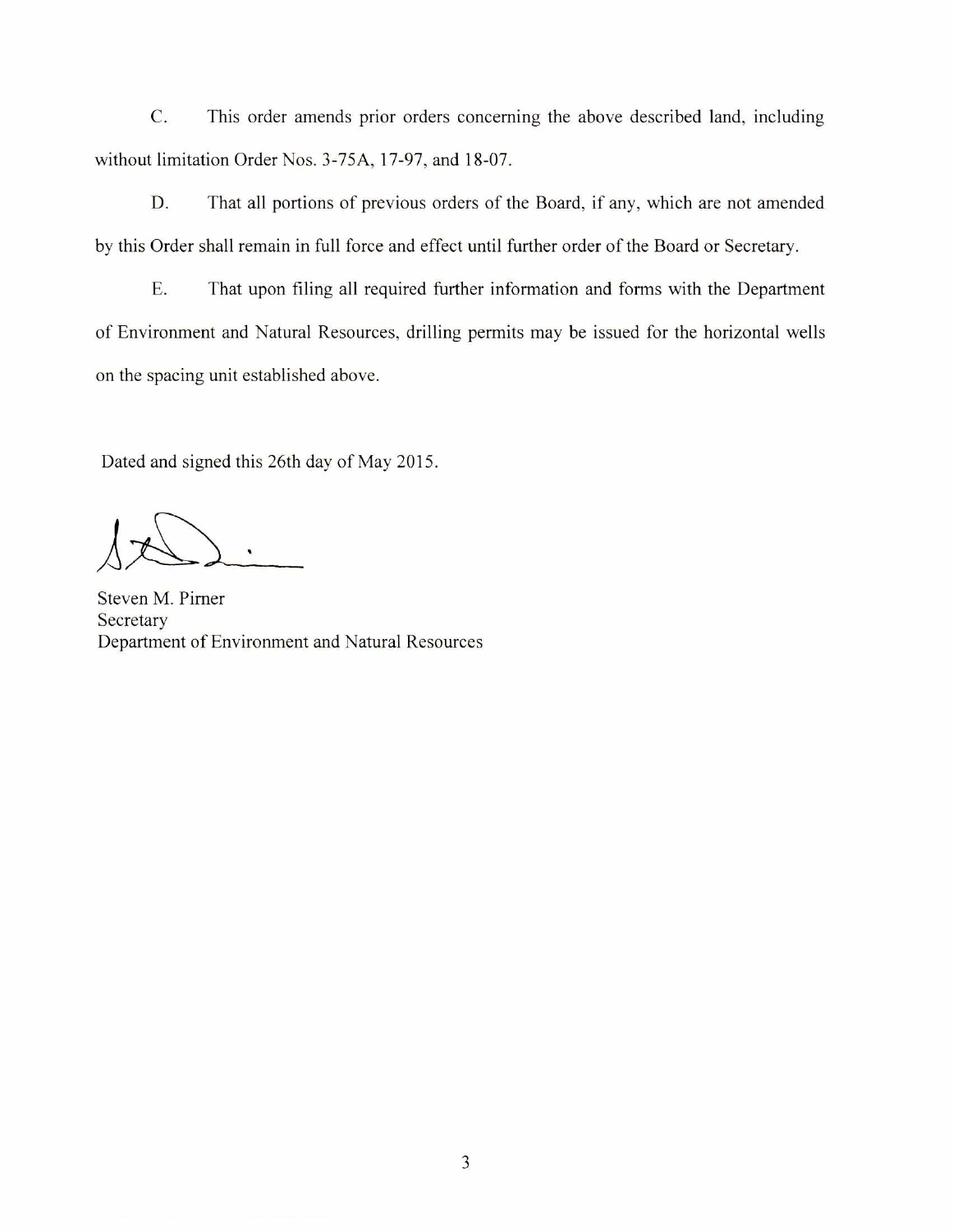C. This order amends prior orders concerning the above described land, including without limitation Order Nos. 3-75A, 17-97, and 18-07.

D. That all portions of previous orders of the Board, if any, which are not amended by this Order shall remain in full force and effect until further order of the Board or Secretary.

E. That upon filing all required further information and forms with the Department of Environment and Natural Resources, drilling permits may be issued for the horizontal wells on the spacing unit established above.

Dated and signed this 26th day of May 2015.

Steven M. Pirner
Secretary
Department of Environment and Natural Resources